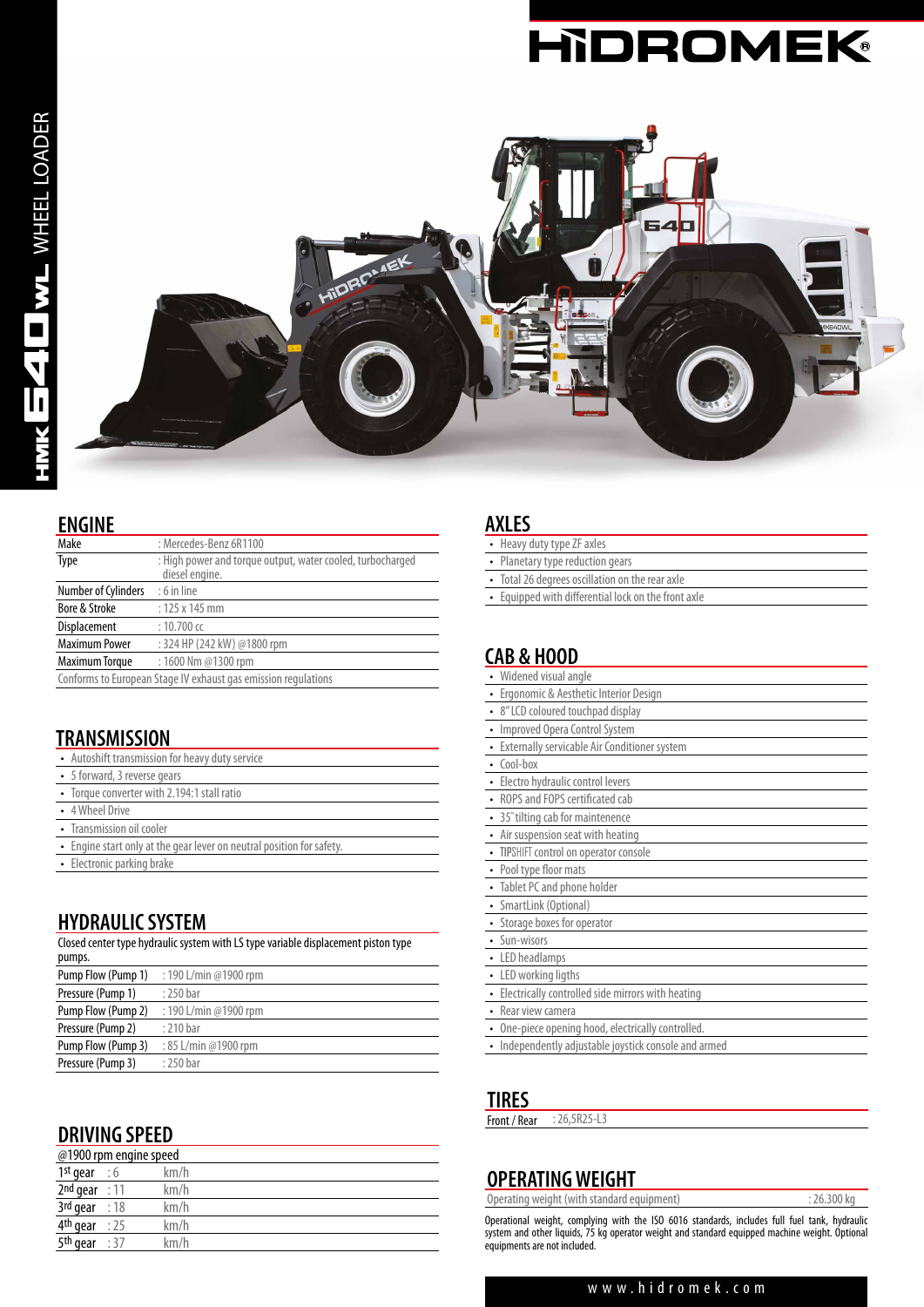# HIDROMEK

# HMK 640 WL WHEEL LOADER

## ENGINE

| | |
|---|---|
| Make | : Mercedes-Benz 6R1100 |
| Type | : High power and torque output, water cooled, turbocharged diesel engine. |
| Number of Cylinders | : 6 in line |
| Bore & Stroke | : 125 x 145 mm |
| Displacement | : 10.700 cc |
| Maximum Power | : 324 HP (242 kW) @1800 rpm |
| Maximum Torque | : 1600 Nm @1300 rpm |

Conforms to European Stage IV exhaust gas emission regulations

## TRANSMISSION

- Autoshift transmission for heavy duty service
- 5 forward, 3 reverse gears
- Torque converter with 2.194:1 stall ratio
- 4 Wheel Drive
- Transmission oil cooler
- Engine start only at the gear lever on neutral position for safety.
- Electronic parking brake

## HYDRAULIC SYSTEM

Closed center type hydraulic system with LS type variable displacement piston type pumps.

| | |
|---|---|
| Pump Flow (Pump 1) | : 190 L/min @1900 rpm |
| Pressure (Pump 1) | : 250 bar |
| Pump Flow (Pump 2) | : 190 L/min @1900 rpm |
| Pressure (Pump 2) | : 210 bar |
| Pump Flow (Pump 3) | : 85 L/min @1900 rpm |
| Pressure (Pump 3) | : 250 bar |

## DRIVING SPEED

@1900 rpm engine speed

| | | |
|---|---|---|
| 1st gear | : 6 | km/h |
| 2nd gear | : 11 | km/h |
| 3rd gear | : 18 | km/h |
| 4th gear | : 25 | km/h |
| 5th gear | : 37 | km/h |

## AXLES

- Heavy duty type ZF axles
- Planetary type reduction gears
- Total 26 degrees oscillation on the rear axle
- Equipped with differential lock on the front axle

## CAB & HOOD

- Widened visual angle
- Ergonomic & Aesthetic Interior Design
- 8" LCD coloured touchpad display
- Improved Opera Control System
- Externally servicable Air Conditioner system
- Cool-box
- Electro hydraulic control levers
- ROPS and FOPS certificated cab
- 35° tilting cab for maintenence
- Air suspension seat with heating
- TIPSHIFT control on operator console
- Pool type floor mats
- Tablet PC and phone holder
- SmartLink (Optional)
- Storage boxes for operator
- Sun-wisors
- LED headlamps
- LED working ligths
- Electrically controlled side mirrors with heating
- Rear view camera
- One-piece opening hood, electrically controlled.
- Independently adjustable joystick console and armed

## TIRES

Front / Rear : 26,5R25-L3

## OPERATING WEIGHT

Operating weight (with standard equipment) : 26.300 kg

Operational weight, complying with the ISO 6016 standards, includes full fuel tank, hydraulic system and other liquids, 75 kg operator weight and standard equipped machine weight. Optional equipments are not included.

www.hidromek.com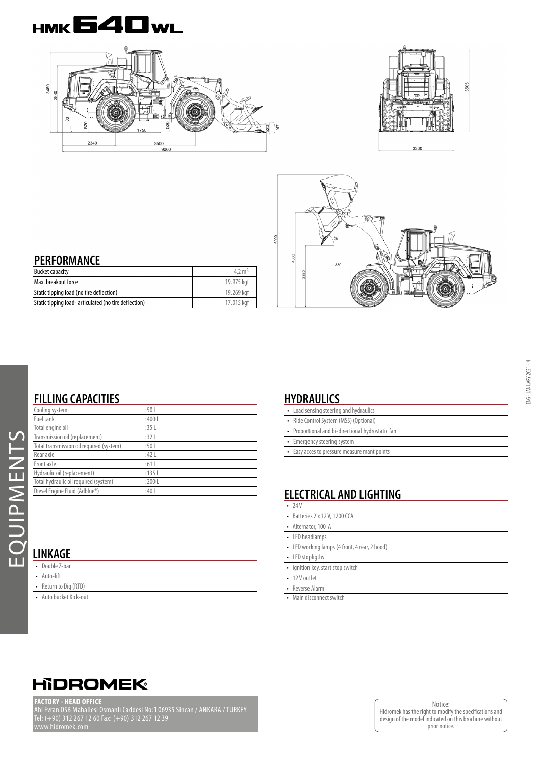# HMK 640 WL

3460
2890
30
820
1750
520
520
45
2340
3500
9060

3505
3300

6000
4380
2920
1330
45

## PERFORMANCE

| | |
|---|---|
| Bucket capacity | 4,2 $m^3$ |
| Max. breakout force | 19.975 kgf |
| Static tipping load (no tire deflection) | 19.269 kgf |
| Static tipping load- articulated (no tire deflection) | 17.015 kgf |

EQUIPMENTS

## FILLING CAPACITIES

| | |
|---|---|
| Cooling system | : 50 L |
| Fuel tank | : 400 L |
| Total engine oil | : 35 L |
| Transmission oil (replacement) | : 32 L |
| Total transmission oil required (system) | : 50 L |
| Rear axle | : 42 L |
| Front axle | : 61 L |
| Hydraulic oil (replacement) | : 135 L |
| Total hydraulic oil required (system) | : 200 L |
| Diesel Engine Fluid (Adblue®) | : 40 L |

## LINKAGE

- Double Z-bar
- Auto-lift
- Return to Dig (RTD)
- Auto bucket Kick-out

## HYDRAULICS

- Load sensing steering and hydraulics
- Ride Control System (MSS) (Optional)
- Proportional and bi-directional hydrostatic fan
- Emergency steering system
- Easy acces to pressure measure mant points

## ELECTRICAL AND LIGHTING

- 24 V
- Batteries 2 x 12 V, 1200 CCA
- Alternator, 100 A
- LED headlamps
- LED working lamps (4 front, 4 rear, 2 hood)
- LED stopligths
- Ignition key, start stop switch
- 12 V outlet
- Reverse Alarm
- Main disconnect switch

ENG - JANUARY 2021 - 4

HİDROMEK

**FACTORY - HEAD OFFICE**
Ahi Evran OSB Mahallesi Osmanlı Caddesi No:1 06935 Sincan / ANKARA / TURKEY
Tel: (+90) 312 267 12 60 Fax: (+90) 312 267 12 39
www.hidromek.com

Notice:
Hidromek has the right to modify the specifications and design of the model indicated on this brochure without prior notice.